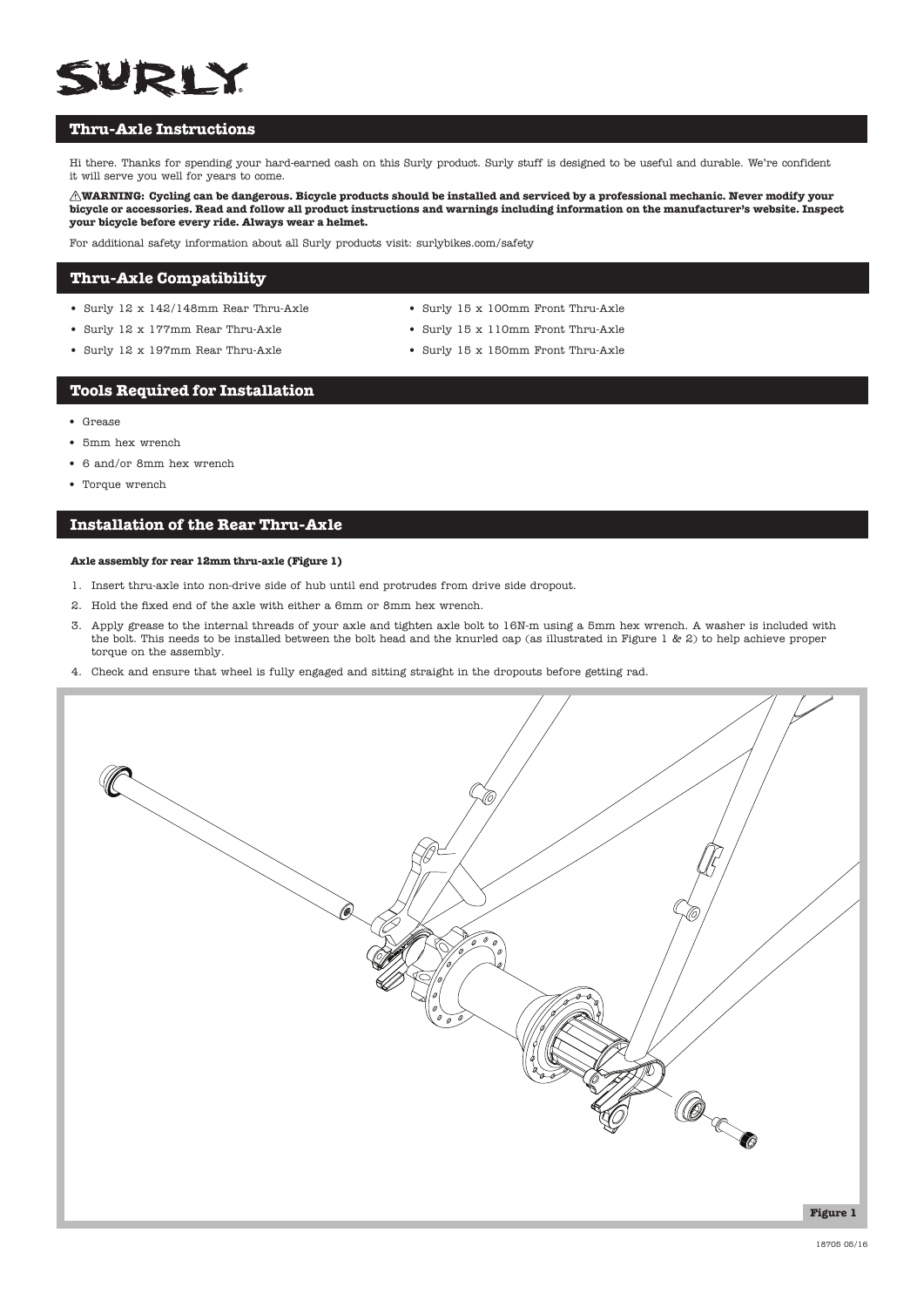SURLY

## Thru-Axle Instructions

Hi there. Thanks for spending your hard-earned cash on this Surly product. Surly stuff is designed to be useful and durable. We're confident it will serve you well for years to come.

⚠**WARNING: Cycling can be dangerous. Bicycle products should be installed and serviced by a professional mechanic. Never modify your bicycle or accessories. Read and follow all product instructions and warnings including information on the manufacturer's website. Inspect your bicycle before every ride. Always wear a helmet.**

For additional safety information about all Surly products visit: surlybikes.com/safety

## Thru-Axle Compatibility

- Surly 12 x 142/148mm Rear Thru-Axle
- Surly 12 x 177mm Rear Thru-Axle
- Surly 12 x 197mm Rear Thru-Axle
- Surly 15 x 100mm Front Thru-Axle
- Surly 15 x 110mm Front Thru-Axle
- Surly 15 x 150mm Front Thru-Axle

## Tools Required for Installation

- Grease
- 5mm hex wrench
- 6 and/or 8mm hex wrench
- Torque wrench

## Installation of the Rear Thru-Axle

**Axle assembly for rear 12mm thru-axle (Figure 1)**

1. Insert thru-axle into non-drive side of hub until end protrudes from drive side dropout.
2. Hold the fixed end of the axle with either a 6mm or 8mm hex wrench.
3. Apply grease to the internal threads of your axle and tighten axle bolt to 16N-m using a 5mm hex wrench. A washer is included with the bolt. This needs to be installed between the bolt head and the knurled cap (as illustrated in Figure 1 & 2) to help achieve proper torque on the assembly.
4. Check and ensure that wheel is fully engaged and sitting straight in the dropouts before getting rad.

Figure 1

18705 05/16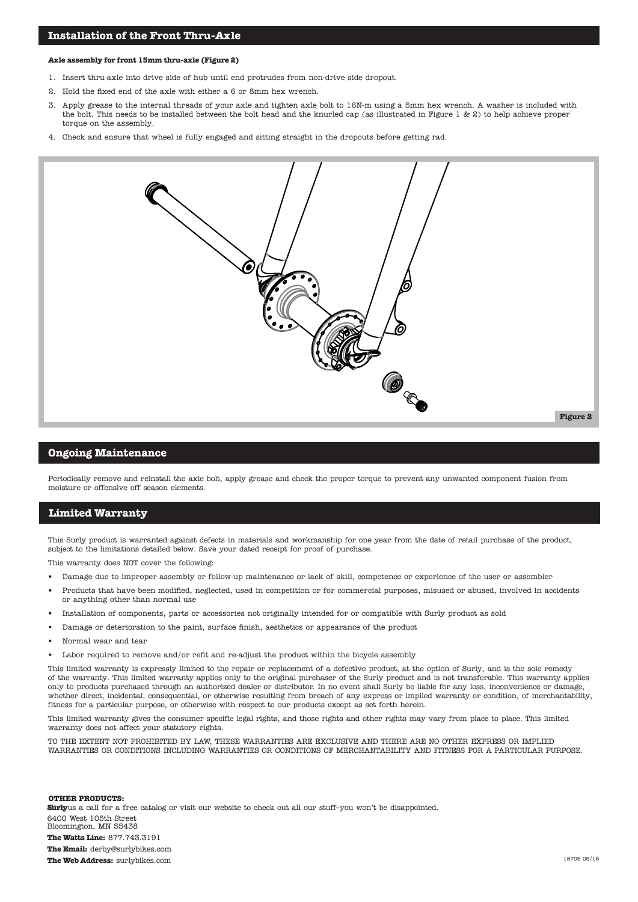## Installation of the Front Thru-Axle

**Axle assembly for front 15mm thru-axle (Figure 2)**

1. Insert thru-axle into drive side of hub until end protrudes from non-drive side dropout.
2. Hold the fixed end of the axle with either a 6 or 8mm hex wrench.
3. Apply grease to the internal threads of your axle and tighten axle bolt to 16N-m using a 5mm hex wrench. A washer is included with the bolt. This needs to be installed between the bolt head and the knurled cap (as illustrated in Figure 1 & 2) to help achieve proper torque on the assembly.
4. Check and ensure that wheel is fully engaged and sitting straight in the dropouts before getting rad.

Figure 2

## Ongoing Maintenance

Periodically remove and reinstall the axle bolt, apply grease and check the proper torque to prevent any unwanted component fusion from moisture or offensive off season elements.

## Limited Warranty

This Surly product is warranted against defects in materials and workmanship for one year from the date of retail purchase of the product, subject to the limitations detailed below. Save your dated receipt for proof of purchase.

This warranty does NOT cover the following:

- Damage due to improper assembly or follow-up maintenance or lack of skill, competence or experience of the user or assembler
- Products that have been modified, neglected, used in competition or for commercial purposes, misused or abused, involved in accidents or anything other than normal use
- Installation of components, parts or accessories not originally intended for or compatible with Surly product as sold
- Damage or deterioration to the paint, surface finish, aesthetics or appearance of the product
- Normal wear and tear
- Labor required to remove and/or refit and re-adjust the product within the bicycle assembly

This limited warranty is expressly limited to the repair or replacement of a defective product, at the option of Surly, and is the sole remedy of the warranty. This limited warranty applies only to the original purchaser of the Surly product and is not transferable. This warranty applies only to products purchased through an authorized dealer or distributor. In no event shall Surly be liable for any loss, inconvenience or damage, whether direct, incidental, consequential, or otherwise resulting from breach of any express or implied warranty or condition, of merchantability, fitness for a particular purpose, or otherwise with respect to our products except as set forth herein.

This limited warranty gives the consumer specific legal rights, and those rights and other rights may vary from place to place. This limited warranty does not affect your statutory rights.

TO THE EXTENT NOT PROHIBITED BY LAW, THESE WARRANTIES ARE EXCLUSIVE AND THERE ARE NO OTHER EXPRESS OR IMPLIED WARRANTIES OR CONDITIONS INCLUDING WARRANTIES OR CONDITIONS OF MERCHANTABILITY AND FITNESS FOR A PARTICULAR PURPOSE.

**OTHER PRODUCTS:**
Give us a call for a free catalog or visit our website to check out all our stuff–you won't be disappointed.

**Surly**
6400 West 105th Street
Bloomington, MN 55438

**The Watts Line:** 877.743.3191

**The Email:** derby@surlybikes.com

**The Web Address:** surlybikes.com

18705 05/16